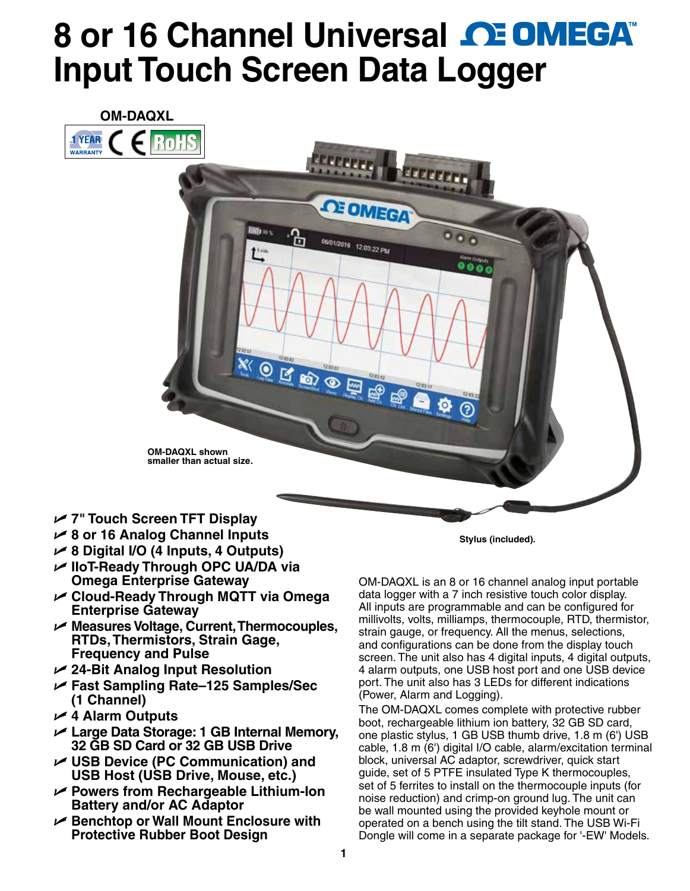# 8 or 16 Channel Universal Input Touch Screen Data Logger

**OM-DAQXL**

OM-DAQXL shown smaller than actual size.

Stylus (included).

- **7" Touch Screen TFT Display**
- **8 or 16 Analog Channel Inputs**
- **8 Digital I/O (4 Inputs, 4 Outputs)**
- **IIoT-Ready Through OPC UA/DA via Omega Enterprise Gateway**
- **Cloud-Ready Through MQTT via Omega Enterprise Gateway**
- **Measures Voltage, Current, Thermocouples, RTDs, Thermistors, Strain Gage, Frequency and Pulse**
- **24-Bit Analog Input Resolution**
- **Fast Sampling Rate–125 Samples/Sec (1 Channel)**
- **4 Alarm Outputs**
- **Large Data Storage: 1 GB Internal Memory, 32 GB SD Card or 32 GB USB Drive**
- **USB Device (PC Communication) and USB Host (USB Drive, Mouse, etc.)**
- **Powers from Rechargeable Lithium-Ion Battery and/or AC Adaptor**
- **Benchtop or Wall Mount Enclosure with Protective Rubber Boot Design**

OM-DAQXL is an 8 or 16 channel analog input portable data logger with a 7 inch resistive touch color display. All inputs are programmable and can be configured for millivolts, volts, milliamps, thermocouple, RTD, thermistor, strain gauge, or frequency. All the menus, selections, and configurations can be done from the display touch screen. The unit also has 4 digital inputs, 4 digital outputs, 4 alarm outputs, one USB host port and one USB device port. The unit also has 3 LEDs for different indications (Power, Alarm and Logging).

The OM-DAQXL comes complete with protective rubber boot, rechargeable lithium ion battery, 32 GB SD card, one plastic stylus, 1 GB USB thumb drive, 1.8 m (6') USB cable, 1.8 m (6') digital I/O cable, alarm/excitation terminal block, universal AC adaptor, screwdriver, quick start guide, set of 5 PTFE insulated Type K thermocouples, set of 5 ferrites to install on the thermocouple inputs (for noise reduction) and crimp-on ground lug. The unit can be wall mounted using the provided keyhole mount or operated on a bench using the tilt stand. The USB Wi-Fi Dongle will come in a separate package for '-EW' Models.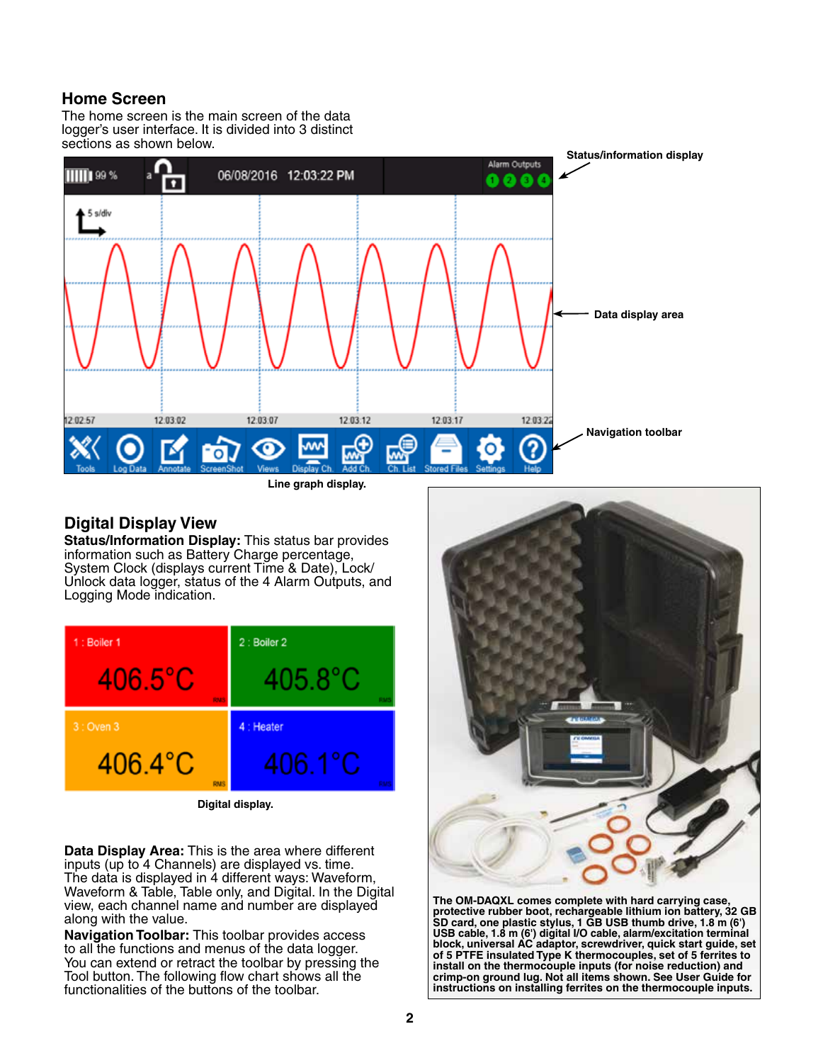## Home Screen

The home screen is the main screen of the data logger's user interface. It is divided into 3 distinct sections as shown below.

Status/information display

Data display area

Navigation toolbar

Line graph display.

## Digital Display View

**Status/Information Display:** This status bar provides information such as Battery Charge percentage, System Clock (displays current Time & Date), Lock/ Unlock data logger, status of the 4 Alarm Outputs, and Logging Mode indication.

Digital display.

**Data Display Area:** This is the area where different inputs (up to 4 Channels) are displayed vs. time. The data is displayed in 4 different ways: Waveform, Waveform & Table, Table only, and Digital. In the Digital view, each channel name and number are displayed along with the value.

**Navigation Toolbar:** This toolbar provides access to all the functions and menus of the data logger. You can extend or retract the toolbar by pressing the Tool button. The following flow chart shows all the functionalities of the buttons of the toolbar.

**The OM-DAQXL comes complete with hard carrying case, protective rubber boot, rechargeable lithium ion battery, 32 GB SD card, one plastic stylus, 1 GB USB thumb drive, 1.8 m (6') USB cable, 1.8 m (6') digital I/O cable, alarm/excitation terminal block, universal AC adaptor, screwdriver, quick start guide, set of 5 PTFE insulated Type K thermocouples, set of 5 ferrites to install on the thermocouple inputs (for noise reduction) and crimp-on ground lug. Not all items shown. See User Guide for instructions on installing ferrites on the thermocouple inputs.**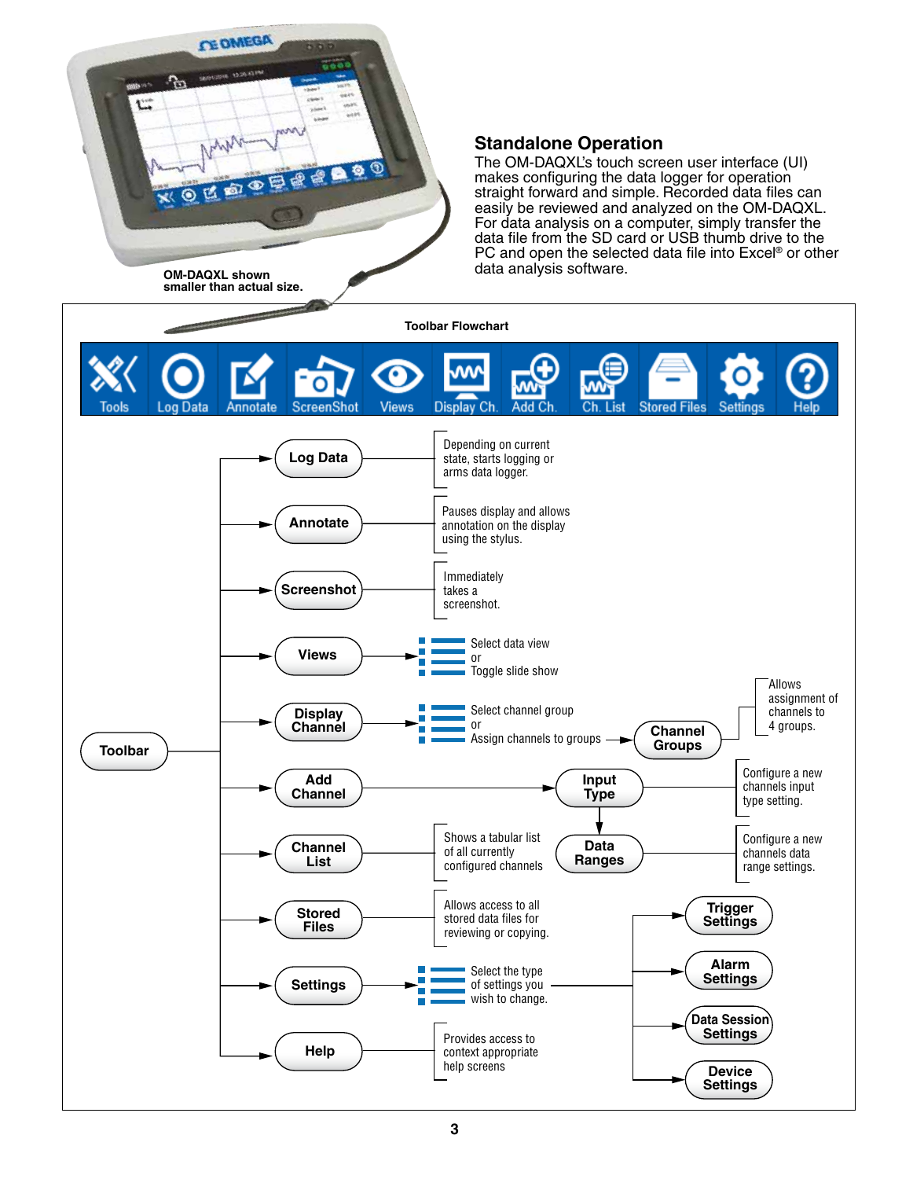OM-DAQXL shown smaller than actual size.

## Standalone Operation

The OM-DAQXL's touch screen user interface (UI) makes configuring the data logger for operation straight forward and simple. Recorded data files can easily be reviewed and analyzed on the OM-DAQXL. For data analysis on a computer, simply transfer the data file from the SD card or USB thumb drive to the PC and open the selected data file into Excel® or other data analysis software.

### Toolbar Flowchart

Tools | Log Data | Annotate | ScreenShot | Views | Display Ch. | Add Ch. | Ch. List | Stored Files | Settings | Help

**Toolbar**

- **Log Data** – Depending on current state, starts logging or arms data logger.
- **Annotate** – Pauses display and allows annotation on the display using the stylus.
- **Screenshot** – Immediately takes a screenshot.
- **Views** →
  - Select data view
  - or
  - Toggle slide show
- **Display Channel** →
  - Select channel group
  - or
  - Assign channels to groups → **Channel Groups** – Allows assignment of channels to 4 groups.
- **Add Channel** → **Input Type** – Configure a new channels input type setting.
  - ↓ **Data Ranges** – Configure a new channels data range settings.
- **Channel List** – Shows a tabular list of all currently configured channels
- **Stored Files** – Allows access to all stored data files for reviewing or copying.
- **Settings** → Select the type of settings you wish to change.
  - **Trigger Settings**
  - **Alarm Settings**
  - **Data Session Settings**
  - **Device Settings**
- **Help** – Provides access to context appropriate help screens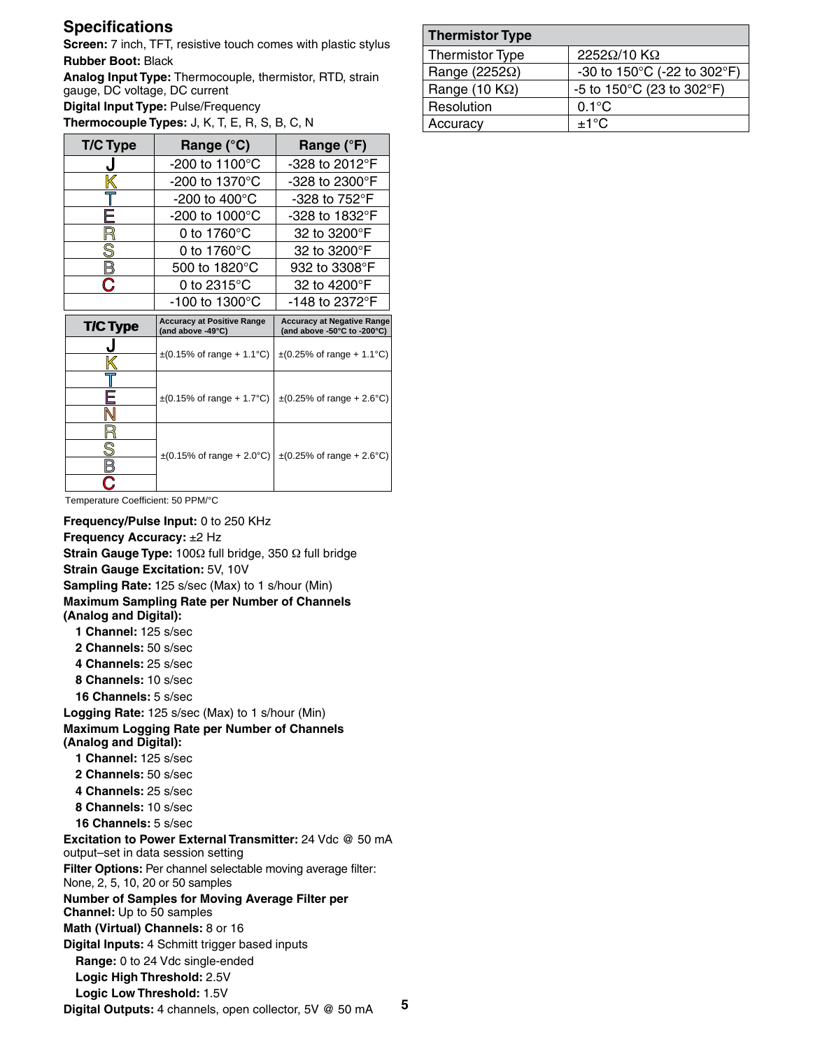## Specifications

**Screen:** 7 inch, TFT, resistive touch comes with plastic stylus

**Rubber Boot:** Black

**Analog Input Type:** Thermocouple, thermistor, RTD, strain gauge, DC voltage, DC current

**Digital Input Type:** Pulse/Frequency

**Thermocouple Types:** J, K, T, E, R, S, B, C, N

| T/C Type | Range (°C) | Range (°F) |
|---|---|---|
| J | -200 to 1100°C | -328 to 2012°F |
| K | -200 to 1370°C | -328 to 2300°F |
| T | -200 to 400°C | -328 to 752°F |
| E | -200 to 1000°C | -328 to 1832°F |
| R | 0 to 1760°C | 32 to 3200°F |
| S | 0 to 1760°C | 32 to 3200°F |
| B | 500 to 1820°C | 932 to 3308°F |
| C | 0 to 2315°C | 32 to 4200°F |
| | -100 to 1300°C | -148 to 2372°F |

| T/C Type | Accuracy at Positive Range (and above -49°C) | Accuracy at Negative Range (and above -50°C to -200°C) |
|---|---|---|
| J | ±(0.15% of range + 1.1°C) | ±(0.25% of range + 1.1°C) |
| K | | |
| T | ±(0.15% of range + 1.7°C) | ±(0.25% of range + 2.6°C) |
| E | | |
| N | | |
| R | ±(0.15% of range + 2.0°C) | ±(0.25% of range + 2.6°C) |
| S | | |
| B | | |
| C | | |

Temperature Coefficient: 50 PPM/°C

**Frequency/Pulse Input:** 0 to 250 KHz

**Frequency Accuracy:** ±2 Hz

**Strain Gauge Type:** 100Ω full bridge, 350 Ω full bridge

**Strain Gauge Excitation:** 5V, 10V

**Sampling Rate:** 125 s/sec (Max) to 1 s/hour (Min)

**Maximum Sampling Rate per Number of Channels (Analog and Digital):**

- **1 Channel:** 125 s/sec
- **2 Channels:** 50 s/sec
- **4 Channels:** 25 s/sec
- **8 Channels:** 10 s/sec
- **16 Channels:** 5 s/sec

**Logging Rate:** 125 s/sec (Max) to 1 s/hour (Min)

**Maximum Logging Rate per Number of Channels (Analog and Digital):**

- **1 Channel:** 125 s/sec
- **2 Channels:** 50 s/sec
- **4 Channels:** 25 s/sec
- **8 Channels:** 10 s/sec
- **16 Channels:** 5 s/sec

**Excitation to Power External Transmitter:** 24 Vdc @ 50 mA output–set in data session setting

**Filter Options:** Per channel selectable moving average filter: None, 2, 5, 10, 20 or 50 samples

**Number of Samples for Moving Average Filter per Channel:** Up to 50 samples

**Math (Virtual) Channels:** 8 or 16

**Digital Inputs:** 4 Schmitt trigger based inputs

- **Range:** 0 to 24 Vdc single-ended
- **Logic High Threshold:** 2.5V
- **Logic Low Threshold:** 1.5V

**Digital Outputs:** 4 channels, open collector, 5V @ 50 mA

| Thermistor Type | |
|---|---|
| Thermistor Type | 2252Ω/10 KΩ |
| Range (2252Ω) | -30 to 150°C (-22 to 302°F) |
| Range (10 KΩ) | -5 to 150°C (23 to 302°F) |
| Resolution | 0.1°C |
| Accuracy | ±1°C |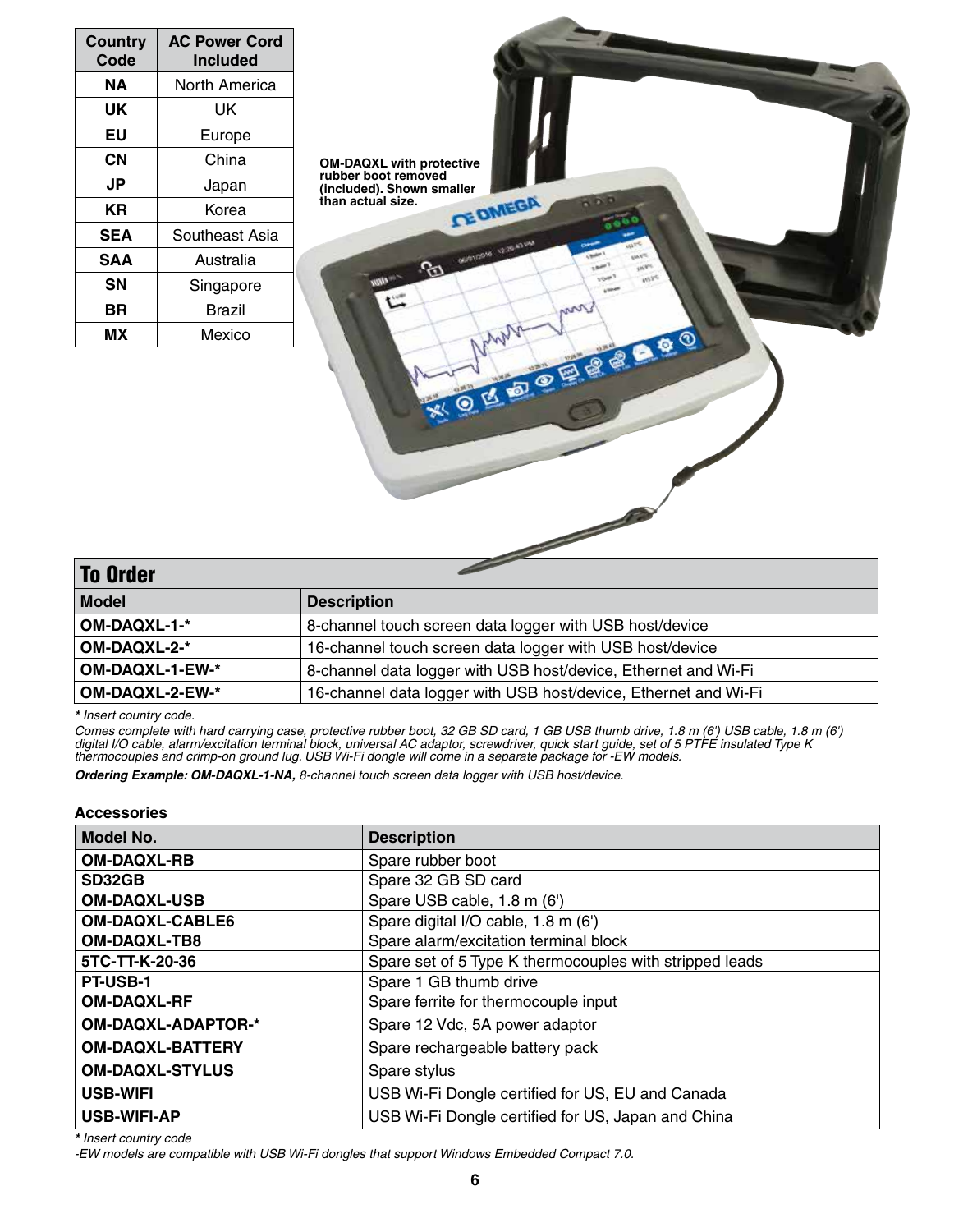| Country Code | AC Power Cord Included |
|---|---|
| NA | North America |
| UK | UK |
| EU | Europe |
| CN | China |
| JP | Japan |
| KR | Korea |
| SEA | Southeast Asia |
| SAA | Australia |
| SN | Singapore |
| BR | Brazil |
| MX | Mexico |

**OM-DAQXL with protective rubber boot removed (included). Shown smaller than actual size.**

## To Order

| Model | Description |
|---|---|
| **OM-DAQXL-1-*** | 8-channel touch screen data logger with USB host/device |
| **OM-DAQXL-2-*** | 16-channel touch screen data logger with USB host/device |
| **OM-DAQXL-1-EW-*** | 8-channel data logger with USB host/device, Ethernet and Wi-Fi |
| **OM-DAQXL-2-EW-*** | 16-channel data logger with USB host/device, Ethernet and Wi-Fi |

*\* Insert country code.*

*Comes complete with hard carrying case, protective rubber boot, 32 GB SD card, 1 GB USB thumb drive, 1.8 m (6') USB cable, 1.8 m (6') digital I/O cable, alarm/excitation terminal block, universal AC adaptor, screwdriver, quick start guide, set of 5 PTFE insulated Type K thermocouples and crimp-on ground lug. USB Wi-Fi dongle will come in a separate package for -EW models.*

***Ordering Example: OM-DAQXL-1-NA,** 8-channel touch screen data logger with USB host/device.*

### Accessories

| Model No. | Description |
|---|---|
| **OM-DAQXL-RB** | Spare rubber boot |
| **SD32GB** | Spare 32 GB SD card |
| **OM-DAQXL-USB** | Spare USB cable, 1.8 m (6') |
| **OM-DAQXL-CABLE6** | Spare digital I/O cable, 1.8 m (6') |
| **OM-DAQXL-TB8** | Spare alarm/excitation terminal block |
| **5TC-TT-K-20-36** | Spare set of 5 Type K thermocouples with stripped leads |
| **PT-USB-1** | Spare 1 GB thumb drive |
| **OM-DAQXL-RF** | Spare ferrite for thermocouple input |
| **OM-DAQXL-ADAPTOR-*** | Spare 12 Vdc, 5A power adaptor |
| **OM-DAQXL-BATTERY** | Spare rechargeable battery pack |
| **OM-DAQXL-STYLUS** | Spare stylus |
| **USB-WIFI** | USB Wi-Fi Dongle certified for US, EU and Canada |
| **USB-WIFI-AP** | USB Wi-Fi Dongle certified for US, Japan and China |

*\* Insert country code*

*-EW models are compatible with USB Wi-Fi dongles that support Windows Embedded Compact 7.0.*